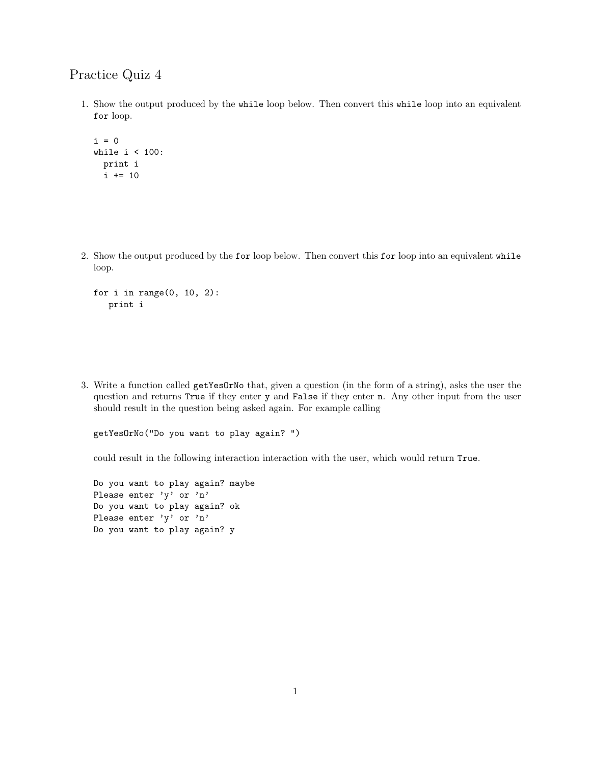# Practice Quiz 4

1. Show the output produced by the `while` loop below. Then convert this `while` loop into an equivalent `for` loop.

```
i = 0
while i < 100:
  print i
  i += 10
```

2. Show the output produced by the `for` loop below. Then convert this `for` loop into an equivalent `while` loop.

```
for i in range(0, 10, 2):
   print i
```

3. Write a function called `getYesOrNo` that, given a question (in the form of a string), asks the user the question and returns `True` if they enter `y` and `False` if they enter `n`. Any other input from the user should result in the question being asked again. For example calling

```
getYesOrNo("Do you want to play again? ")
```

could result in the following interaction interaction with the user, which would return `True`.

```
Do you want to play again? maybe
Please enter 'y' or 'n'
Do you want to play again? ok
Please enter 'y' or 'n'
Do you want to play again? y
```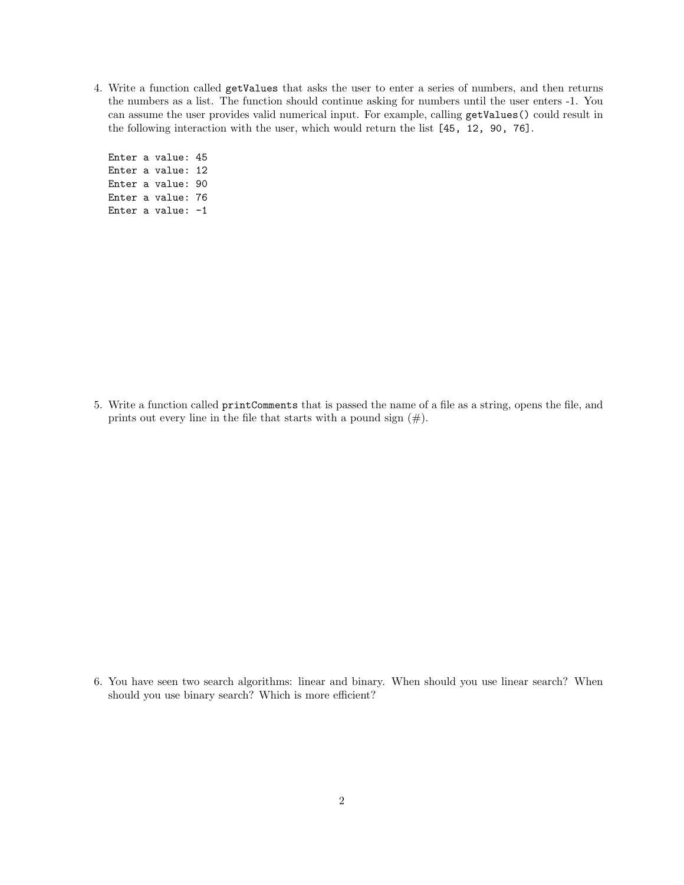4. Write a function called `getValues` that asks the user to enter a series of numbers, and then returns the numbers as a list. The function should continue asking for numbers until the user enters -1. You can assume the user provides valid numerical input. For example, calling `getValues()` could result in the following interaction with the user, which would return the list `[45, 12, 90, 76]`.

```
Enter a value: 45
Enter a value: 12
Enter a value: 90
Enter a value: 76
Enter a value: -1
```

5. Write a function called `printComments` that is passed the name of a file as a string, opens the file, and prints out every line in the file that starts with a pound sign (#).

6. You have seen two search algorithms: linear and binary. When should you use linear search? When should you use binary search? Which is more efficient?